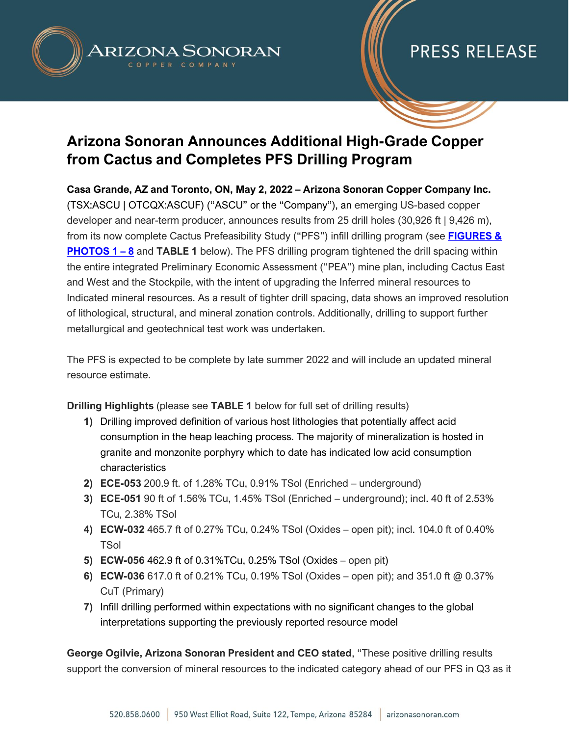# Arizona Sonoran Announces Additional High-Grade Copper from Cactus and Completes PFS Drilling Program

**Casa Grande, AZ and Toronto, ON, May 2, 2022 – Arizona Sonoran Copper Company Inc.** (TSX:ASCU | OTCQX:ASCUF) ("ASCU" or the "Company"), an emerging US-based copper developer and near-term producer, announces results from 25 drill holes (30,926 ft | 9,426 m), from its now complete Cactus Prefeasibility Study ("PFS") infill drilling program (see **FIGURES & PHOTOS 1 – 8** and **TABLE 1** below). The PFS drilling program tightened the drill spacing within the entire integrated Preliminary Economic Assessment ("PEA") mine plan, including Cactus East and West and the Stockpile, with the intent of upgrading the Inferred mineral resources to Indicated mineral resources. As a result of tighter drill spacing, data shows an improved resolution of lithological, structural, and mineral zonation controls. Additionally, drilling to support further metallurgical and geotechnical test work was undertaken.

The PFS is expected to be complete by late summer 2022 and will include an updated mineral resource estimate.

**Drilling Highlights** (please see **TABLE 1** below for full set of drilling results)

1) Drilling improved definition of various host lithologies that potentially affect acid consumption in the heap leaching process. The majority of mineralization is hosted in granite and monzonite porphyry which to date has indicated low acid consumption characteristics
2) **ECE-053** 200.9 ft. of 1.28% TCu, 0.91% TSol (Enriched – underground)
3) **ECE-051** 90 ft of 1.56% TCu, 1.45% TSol (Enriched – underground); incl. 40 ft of 2.53% TCu, 2.38% TSol
4) **ECW-032** 465.7 ft of 0.27% TCu, 0.24% TSol (Oxides – open pit); incl. 104.0 ft of 0.40% TSol
5) **ECW-056** 462.9 ft of 0.31%TCu, 0.25% TSol (Oxides – open pit)
6) **ECW-036** 617.0 ft of 0.21% TCu, 0.19% TSol (Oxides – open pit); and 351.0 ft @ 0.37% CuT (Primary)
7) Infill drilling performed within expectations with no significant changes to the global interpretations supporting the previously reported resource model

**George Ogilvie, Arizona Sonoran President and CEO stated**, "These positive drilling results support the conversion of mineral resources to the indicated category ahead of our PFS in Q3 as it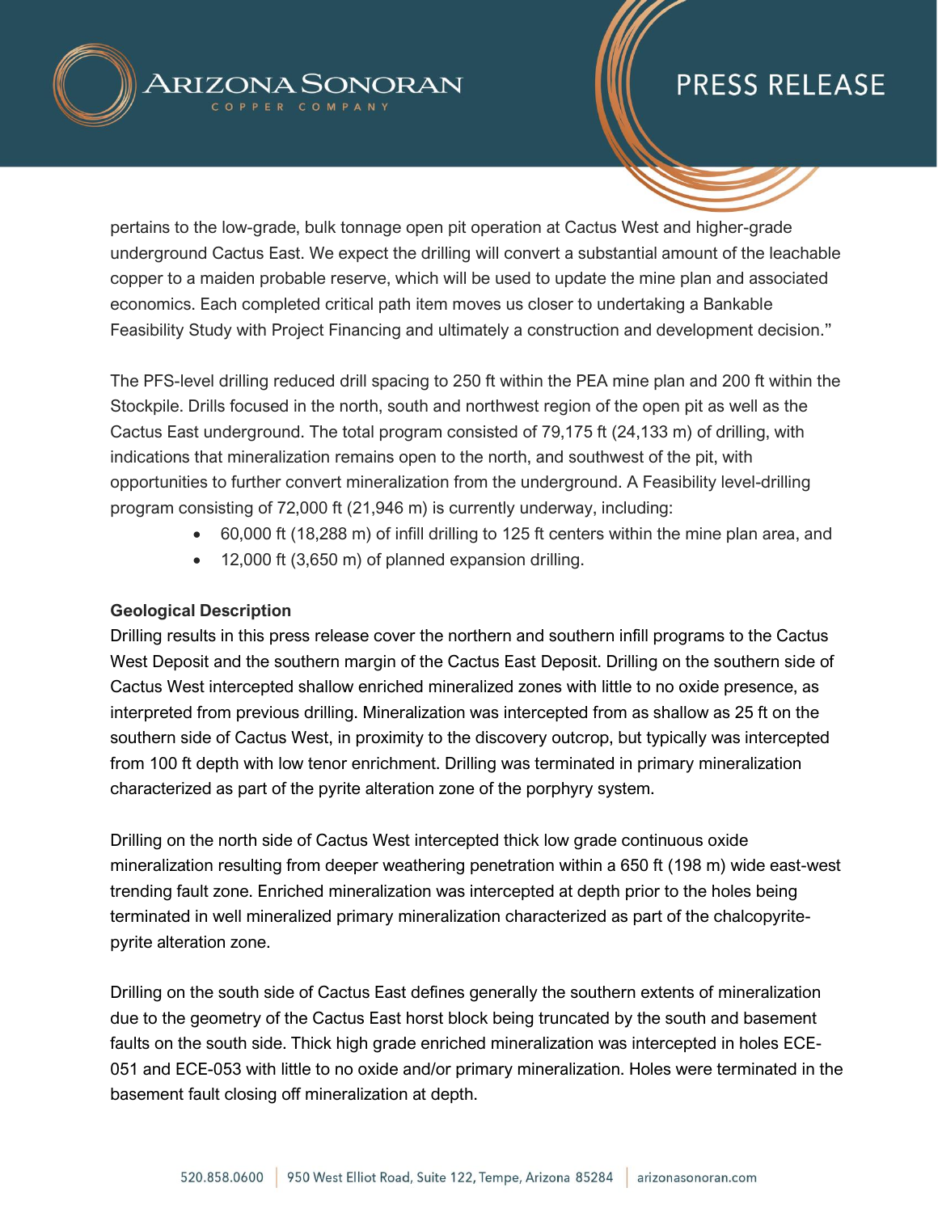pertains to the low-grade, bulk tonnage open pit operation at Cactus West and higher-grade underground Cactus East. We expect the drilling will convert a substantial amount of the leachable copper to a maiden probable reserve, which will be used to update the mine plan and associated economics. Each completed critical path item moves us closer to undertaking a Bankable Feasibility Study with Project Financing and ultimately a construction and development decision."

The PFS-level drilling reduced drill spacing to 250 ft within the PEA mine plan and 200 ft within the Stockpile. Drills focused in the north, south and northwest region of the open pit as well as the Cactus East underground. The total program consisted of 79,175 ft (24,133 m) of drilling, with indications that mineralization remains open to the north, and southwest of the pit, with opportunities to further convert mineralization from the underground. A Feasibility level-drilling program consisting of 72,000 ft (21,946 m) is currently underway, including:

- 60,000 ft (18,288 m) of infill drilling to 125 ft centers within the mine plan area, and
- 12,000 ft (3,650 m) of planned expansion drilling.

**Geological Description**

Drilling results in this press release cover the northern and southern infill programs to the Cactus West Deposit and the southern margin of the Cactus East Deposit. Drilling on the southern side of Cactus West intercepted shallow enriched mineralized zones with little to no oxide presence, as interpreted from previous drilling. Mineralization was intercepted from as shallow as 25 ft on the southern side of Cactus West, in proximity to the discovery outcrop, but typically was intercepted from 100 ft depth with low tenor enrichment. Drilling was terminated in primary mineralization characterized as part of the pyrite alteration zone of the porphyry system.

Drilling on the north side of Cactus West intercepted thick low grade continuous oxide mineralization resulting from deeper weathering penetration within a 650 ft (198 m) wide east-west trending fault zone. Enriched mineralization was intercepted at depth prior to the holes being terminated in well mineralized primary mineralization characterized as part of the chalcopyrite-pyrite alteration zone.

Drilling on the south side of Cactus East defines generally the southern extents of mineralization due to the geometry of the Cactus East horst block being truncated by the south and basement faults on the south side. Thick high grade enriched mineralization was intercepted in holes ECE-051 and ECE-053 with little to no oxide and/or primary mineralization. Holes were terminated in the basement fault closing off mineralization at depth.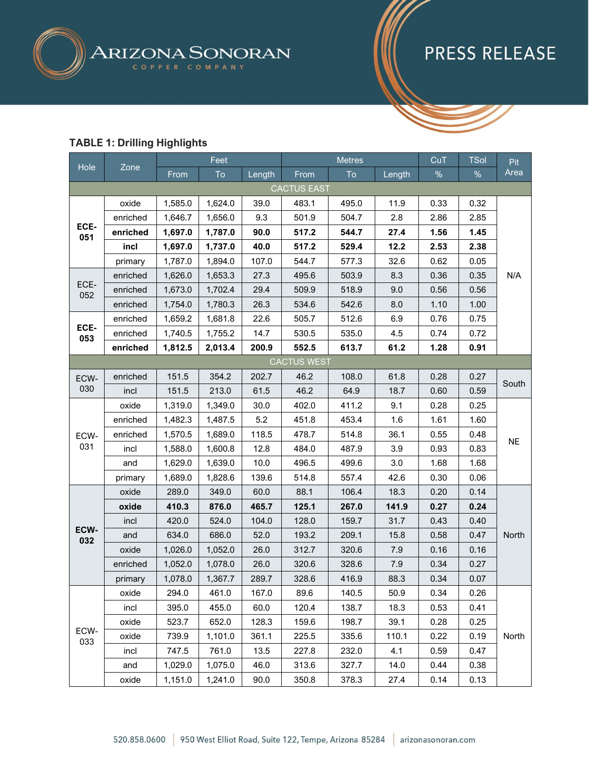**TABLE 1: Drilling Highlights**

| Hole | Zone | Feet | | | Metres | | | CuT | TSol | Pit Area |
|---|---|---|---|---|---|---|---|---|---|---|
| | | From | To | Length | From | To | Length | % | % | |
| CACTUS EAST | | | | | | | | | | |
| **ECE-051** | oxide | 1,585.0 | 1,624.0 | 39.0 | 483.1 | 495.0 | 11.9 | 0.33 | 0.32 | N/A |
| | enriched | 1,646.7 | 1,656.0 | 9.3 | 501.9 | 504.7 | 2.8 | 2.86 | 2.85 | |
| | **enriched** | **1,697.0** | **1,787.0** | **90.0** | **517.2** | **544.7** | **27.4** | **1.56** | **1.45** | |
| | **incl** | **1,697.0** | **1,737.0** | **40.0** | **517.2** | **529.4** | **12.2** | **2.53** | **2.38** | |
| | primary | 1,787.0 | 1,894.0 | 107.0 | 544.7 | 577.3 | 32.6 | 0.62 | 0.05 | |
| ECE-052 | enriched | 1,626.0 | 1,653.3 | 27.3 | 495.6 | 503.9 | 8.3 | 0.36 | 0.35 | |
| | enriched | 1,673.0 | 1,702.4 | 29.4 | 509.9 | 518.9 | 9.0 | 0.56 | 0.56 | |
| | enriched | 1,754.0 | 1,780.3 | 26.3 | 534.6 | 542.6 | 8.0 | 1.10 | 1.00 | |
| **ECE-053** | enriched | 1,659.2 | 1,681.8 | 22.6 | 505.7 | 512.6 | 6.9 | 0.76 | 0.75 | |
| | enriched | 1,740.5 | 1,755.2 | 14.7 | 530.5 | 535.0 | 4.5 | 0.74 | 0.72 | |
| | **enriched** | **1,812.5** | **2,013.4** | **200.9** | **552.5** | **613.7** | **61.2** | **1.28** | **0.91** | |
| CACTUS WEST | | | | | | | | | | |
| ECW-030 | enriched | 151.5 | 354.2 | 202.7 | 46.2 | 108.0 | 61.8 | 0.28 | 0.27 | South |
| | incl | 151.5 | 213.0 | 61.5 | 46.2 | 64.9 | 18.7 | 0.60 | 0.59 | |
| ECW-031 | oxide | 1,319.0 | 1,349.0 | 30.0 | 402.0 | 411.2 | 9.1 | 0.28 | 0.25 | NE |
| | enriched | 1,482.3 | 1,487.5 | 5.2 | 451.8 | 453.4 | 1.6 | 1.61 | 1.60 | |
| | enriched | 1,570.5 | 1,689.0 | 118.5 | 478.7 | 514.8 | 36.1 | 0.55 | 0.48 | |
| | incl | 1,588.0 | 1,600.8 | 12.8 | 484.0 | 487.9 | 3.9 | 0.93 | 0.83 | |
| | and | 1,629.0 | 1,639.0 | 10.0 | 496.5 | 499.6 | 3.0 | 1.68 | 1.68 | |
| | primary | 1,689.0 | 1,828.6 | 139.6 | 514.8 | 557.4 | 42.6 | 0.30 | 0.06 | |
| **ECW-032** | oxide | 289.0 | 349.0 | 60.0 | 88.1 | 106.4 | 18.3 | 0.20 | 0.14 | North |
| | **oxide** | **410.3** | **876.0** | **465.7** | **125.1** | **267.0** | **141.9** | **0.27** | **0.24** | |
| | incl | 420.0 | 524.0 | 104.0 | 128.0 | 159.7 | 31.7 | 0.43 | 0.40 | |
| | and | 634.0 | 686.0 | 52.0 | 193.2 | 209.1 | 15.8 | 0.58 | 0.47 | |
| | oxide | 1,026.0 | 1,052.0 | 26.0 | 312.7 | 320.6 | 7.9 | 0.16 | 0.16 | |
| | enriched | 1,052.0 | 1,078.0 | 26.0 | 320.6 | 328.6 | 7.9 | 0.34 | 0.27 | |
| | primary | 1,078.0 | 1,367.7 | 289.7 | 328.6 | 416.9 | 88.3 | 0.34 | 0.07 | |
| ECW-033 | oxide | 294.0 | 461.0 | 167.0 | 89.6 | 140.5 | 50.9 | 0.34 | 0.26 | North |
| | incl | 395.0 | 455.0 | 60.0 | 120.4 | 138.7 | 18.3 | 0.53 | 0.41 | |
| | oxide | 523.7 | 652.0 | 128.3 | 159.6 | 198.7 | 39.1 | 0.28 | 0.25 | |
| | oxide | 739.9 | 1,101.0 | 361.1 | 225.5 | 335.6 | 110.1 | 0.22 | 0.19 | |
| | incl | 747.5 | 761.0 | 13.5 | 227.8 | 232.0 | 4.1 | 0.59 | 0.47 | |
| | and | 1,029.0 | 1,075.0 | 46.0 | 313.6 | 327.7 | 14.0 | 0.44 | 0.38 | |
| | oxide | 1,151.0 | 1,241.0 | 90.0 | 350.8 | 378.3 | 27.4 | 0.14 | 0.13 | |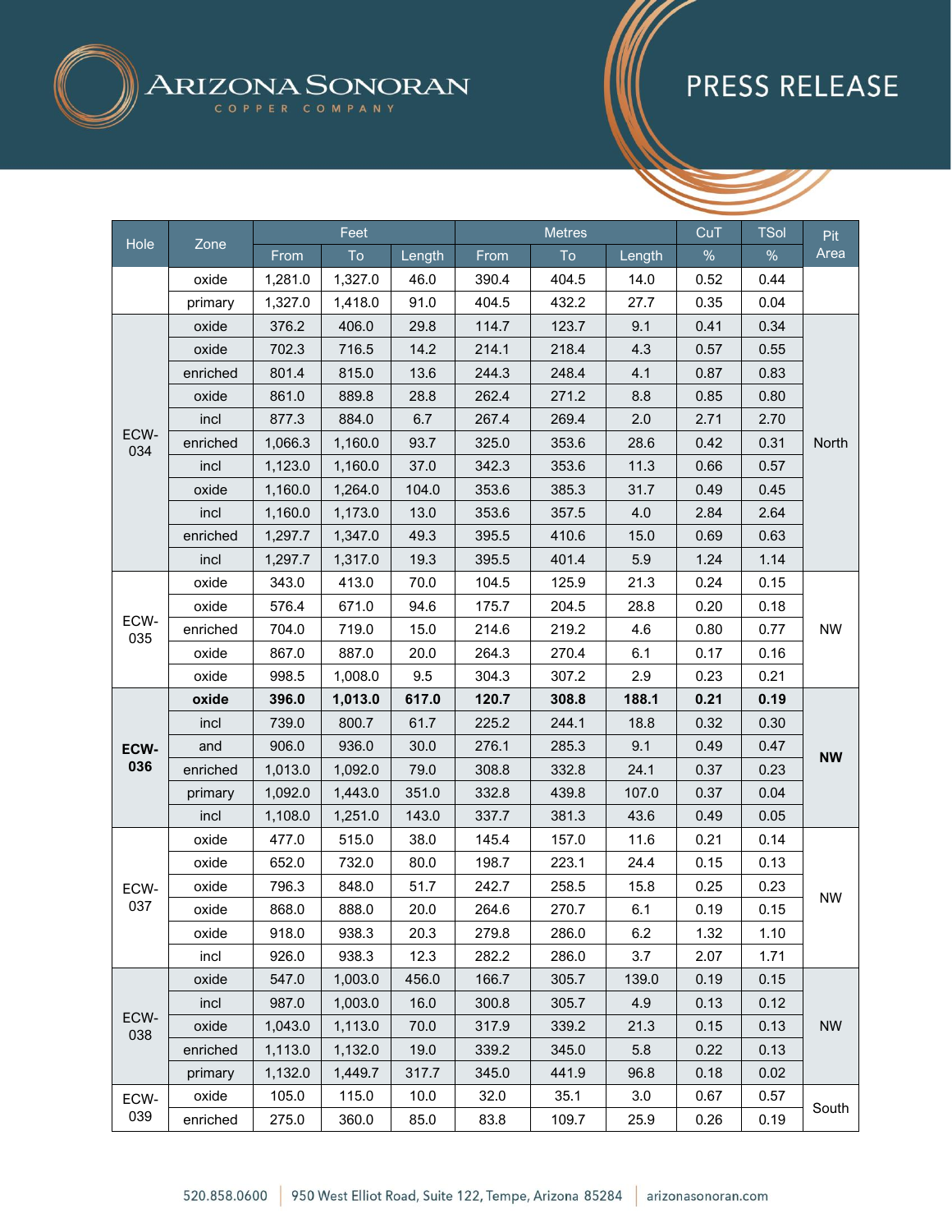| Hole | Zone | Feet | | | Metres | | | CuT | TSol | Pit Area |
|---|---|---|---|---|---|---|---|---|---|---|
| | | From | To | Length | From | To | Length | % | % | |
| | oxide | 1,281.0 | 1,327.0 | 46.0 | 390.4 | 404.5 | 14.0 | 0.52 | 0.44 | |
| | primary | 1,327.0 | 1,418.0 | 91.0 | 404.5 | 432.2 | 27.7 | 0.35 | 0.04 | |
| ECW-034 | oxide | 376.2 | 406.0 | 29.8 | 114.7 | 123.7 | 9.1 | 0.41 | 0.34 | North |
| | oxide | 702.3 | 716.5 | 14.2 | 214.1 | 218.4 | 4.3 | 0.57 | 0.55 | |
| | enriched | 801.4 | 815.0 | 13.6 | 244.3 | 248.4 | 4.1 | 0.87 | 0.83 | |
| | oxide | 861.0 | 889.8 | 28.8 | 262.4 | 271.2 | 8.8 | 0.85 | 0.80 | |
| | incl | 877.3 | 884.0 | 6.7 | 267.4 | 269.4 | 2.0 | 2.71 | 2.70 | |
| | enriched | 1,066.3 | 1,160.0 | 93.7 | 325.0 | 353.6 | 28.6 | 0.42 | 0.31 | |
| | incl | 1,123.0 | 1,160.0 | 37.0 | 342.3 | 353.6 | 11.3 | 0.66 | 0.57 | |
| | oxide | 1,160.0 | 1,264.0 | 104.0 | 353.6 | 385.3 | 31.7 | 0.49 | 0.45 | |
| | incl | 1,160.0 | 1,173.0 | 13.0 | 353.6 | 357.5 | 4.0 | 2.84 | 2.64 | |
| | enriched | 1,297.7 | 1,347.0 | 49.3 | 395.5 | 410.6 | 15.0 | 0.69 | 0.63 | |
| | incl | 1,297.7 | 1,317.0 | 19.3 | 395.5 | 401.4 | 5.9 | 1.24 | 1.14 | |
| ECW-035 | oxide | 343.0 | 413.0 | 70.0 | 104.5 | 125.9 | 21.3 | 0.24 | 0.15 | NW |
| | oxide | 576.4 | 671.0 | 94.6 | 175.7 | 204.5 | 28.8 | 0.20 | 0.18 | |
| | enriched | 704.0 | 719.0 | 15.0 | 214.6 | 219.2 | 4.6 | 0.80 | 0.77 | |
| | oxide | 867.0 | 887.0 | 20.0 | 264.3 | 270.4 | 6.1 | 0.17 | 0.16 | |
| | oxide | 998.5 | 1,008.0 | 9.5 | 304.3 | 307.2 | 2.9 | 0.23 | 0.21 | |
| **ECW-036** | **oxide** | **396.0** | **1,013.0** | **617.0** | **120.7** | **308.8** | **188.1** | **0.21** | **0.19** | **NW** |
| | incl | 739.0 | 800.7 | 61.7 | 225.2 | 244.1 | 18.8 | 0.32 | 0.30 | |
| | and | 906.0 | 936.0 | 30.0 | 276.1 | 285.3 | 9.1 | 0.49 | 0.47 | |
| | enriched | 1,013.0 | 1,092.0 | 79.0 | 308.8 | 332.8 | 24.1 | 0.37 | 0.23 | |
| | primary | 1,092.0 | 1,443.0 | 351.0 | 332.8 | 439.8 | 107.0 | 0.37 | 0.04 | |
| | incl | 1,108.0 | 1,251.0 | 143.0 | 337.7 | 381.3 | 43.6 | 0.49 | 0.05 | |
| ECW-037 | oxide | 477.0 | 515.0 | 38.0 | 145.4 | 157.0 | 11.6 | 0.21 | 0.14 | NW |
| | oxide | 652.0 | 732.0 | 80.0 | 198.7 | 223.1 | 24.4 | 0.15 | 0.13 | |
| | oxide | 796.3 | 848.0 | 51.7 | 242.7 | 258.5 | 15.8 | 0.25 | 0.23 | |
| | oxide | 868.0 | 888.0 | 20.0 | 264.6 | 270.7 | 6.1 | 0.19 | 0.15 | |
| | oxide | 918.0 | 938.3 | 20.3 | 279.8 | 286.0 | 6.2 | 1.32 | 1.10 | |
| | incl | 926.0 | 938.3 | 12.3 | 282.2 | 286.0 | 3.7 | 2.07 | 1.71 | |
| ECW-038 | oxide | 547.0 | 1,003.0 | 456.0 | 166.7 | 305.7 | 139.0 | 0.19 | 0.15 | NW |
| | incl | 987.0 | 1,003.0 | 16.0 | 300.8 | 305.7 | 4.9 | 0.13 | 0.12 | |
| | oxide | 1,043.0 | 1,113.0 | 70.0 | 317.9 | 339.2 | 21.3 | 0.15 | 0.13 | |
| | enriched | 1,113.0 | 1,132.0 | 19.0 | 339.2 | 345.0 | 5.8 | 0.22 | 0.13 | |
| | primary | 1,132.0 | 1,449.7 | 317.7 | 345.0 | 441.9 | 96.8 | 0.18 | 0.02 | |
| ECW-039 | oxide | 105.0 | 115.0 | 10.0 | 32.0 | 35.1 | 3.0 | 0.67 | 0.57 | South |
| | enriched | 275.0 | 360.0 | 85.0 | 83.8 | 109.7 | 25.9 | 0.26 | 0.19 | |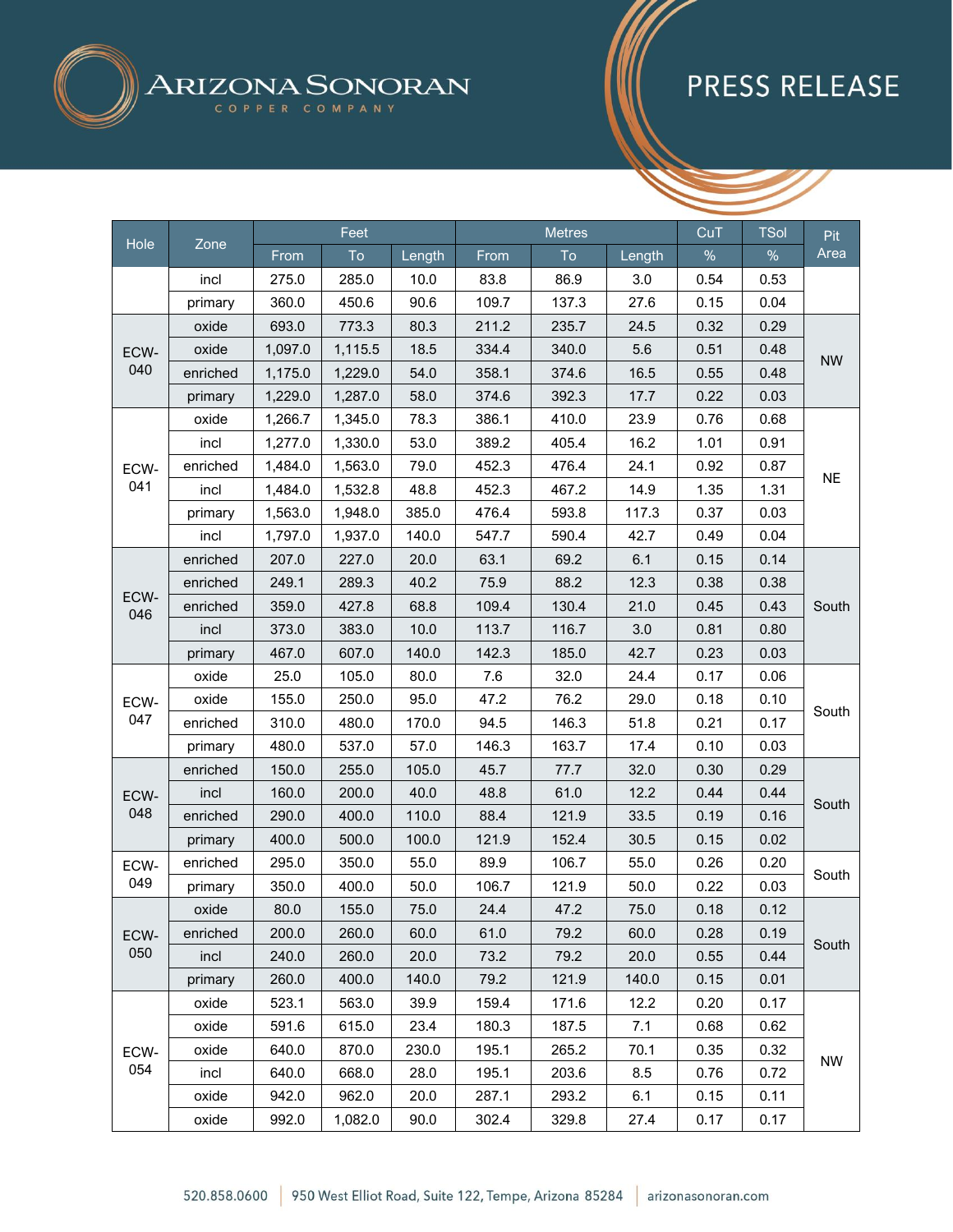| Hole | Zone | Feet | | | Metres | | | CuT | TSol | Pit Area |
|---|---|---|---|---|---|---|---|---|---|---|
| | | From | To | Length | From | To | Length | % | % | |
| | incl | 275.0 | 285.0 | 10.0 | 83.8 | 86.9 | 3.0 | 0.54 | 0.53 | |
| | primary | 360.0 | 450.6 | 90.6 | 109.7 | 137.3 | 27.6 | 0.15 | 0.04 | |
| ECW-040 | oxide | 693.0 | 773.3 | 80.3 | 211.2 | 235.7 | 24.5 | 0.32 | 0.29 | NW |
| | oxide | 1,097.0 | 1,115.5 | 18.5 | 334.4 | 340.0 | 5.6 | 0.51 | 0.48 | |
| | enriched | 1,175.0 | 1,229.0 | 54.0 | 358.1 | 374.6 | 16.5 | 0.55 | 0.48 | |
| | primary | 1,229.0 | 1,287.0 | 58.0 | 374.6 | 392.3 | 17.7 | 0.22 | 0.03 | |
| ECW-041 | oxide | 1,266.7 | 1,345.0 | 78.3 | 386.1 | 410.0 | 23.9 | 0.76 | 0.68 | NE |
| | incl | 1,277.0 | 1,330.0 | 53.0 | 389.2 | 405.4 | 16.2 | 1.01 | 0.91 | |
| | enriched | 1,484.0 | 1,563.0 | 79.0 | 452.3 | 476.4 | 24.1 | 0.92 | 0.87 | |
| | incl | 1,484.0 | 1,532.8 | 48.8 | 452.3 | 467.2 | 14.9 | 1.35 | 1.31 | |
| | primary | 1,563.0 | 1,948.0 | 385.0 | 476.4 | 593.8 | 117.3 | 0.37 | 0.03 | |
| | incl | 1,797.0 | 1,937.0 | 140.0 | 547.7 | 590.4 | 42.7 | 0.49 | 0.04 | |
| ECW-046 | enriched | 207.0 | 227.0 | 20.0 | 63.1 | 69.2 | 6.1 | 0.15 | 0.14 | South |
| | enriched | 249.1 | 289.3 | 40.2 | 75.9 | 88.2 | 12.3 | 0.38 | 0.38 | |
| | enriched | 359.0 | 427.8 | 68.8 | 109.4 | 130.4 | 21.0 | 0.45 | 0.43 | |
| | incl | 373.0 | 383.0 | 10.0 | 113.7 | 116.7 | 3.0 | 0.81 | 0.80 | |
| | primary | 467.0 | 607.0 | 140.0 | 142.3 | 185.0 | 42.7 | 0.23 | 0.03 | |
| ECW-047 | oxide | 25.0 | 105.0 | 80.0 | 7.6 | 32.0 | 24.4 | 0.17 | 0.06 | South |
| | oxide | 155.0 | 250.0 | 95.0 | 47.2 | 76.2 | 29.0 | 0.18 | 0.10 | |
| | enriched | 310.0 | 480.0 | 170.0 | 94.5 | 146.3 | 51.8 | 0.21 | 0.17 | |
| | primary | 480.0 | 537.0 | 57.0 | 146.3 | 163.7 | 17.4 | 0.10 | 0.03 | |
| ECW-048 | enriched | 150.0 | 255.0 | 105.0 | 45.7 | 77.7 | 32.0 | 0.30 | 0.29 | South |
| | incl | 160.0 | 200.0 | 40.0 | 48.8 | 61.0 | 12.2 | 0.44 | 0.44 | |
| | enriched | 290.0 | 400.0 | 110.0 | 88.4 | 121.9 | 33.5 | 0.19 | 0.16 | |
| | primary | 400.0 | 500.0 | 100.0 | 121.9 | 152.4 | 30.5 | 0.15 | 0.02 | |
| ECW-049 | enriched | 295.0 | 350.0 | 55.0 | 89.9 | 106.7 | 55.0 | 0.26 | 0.20 | South |
| | primary | 350.0 | 400.0 | 50.0 | 106.7 | 121.9 | 50.0 | 0.22 | 0.03 | |
| ECW-050 | oxide | 80.0 | 155.0 | 75.0 | 24.4 | 47.2 | 75.0 | 0.18 | 0.12 | South |
| | enriched | 200.0 | 260.0 | 60.0 | 61.0 | 79.2 | 60.0 | 0.28 | 0.19 | |
| | incl | 240.0 | 260.0 | 20.0 | 73.2 | 79.2 | 20.0 | 0.55 | 0.44 | |
| | primary | 260.0 | 400.0 | 140.0 | 79.2 | 121.9 | 140.0 | 0.15 | 0.01 | |
| ECW-054 | oxide | 523.1 | 563.0 | 39.9 | 159.4 | 171.6 | 12.2 | 0.20 | 0.17 | NW |
| | oxide | 591.6 | 615.0 | 23.4 | 180.3 | 187.5 | 7.1 | 0.68 | 0.62 | |
| | oxide | 640.0 | 870.0 | 230.0 | 195.1 | 265.2 | 70.1 | 0.35 | 0.32 | |
| | incl | 640.0 | 668.0 | 28.0 | 195.1 | 203.6 | 8.5 | 0.76 | 0.72 | |
| | oxide | 942.0 | 962.0 | 20.0 | 287.1 | 293.2 | 6.1 | 0.15 | 0.11 | |
| | oxide | 992.0 | 1,082.0 | 90.0 | 302.4 | 329.8 | 27.4 | 0.17 | 0.17 | |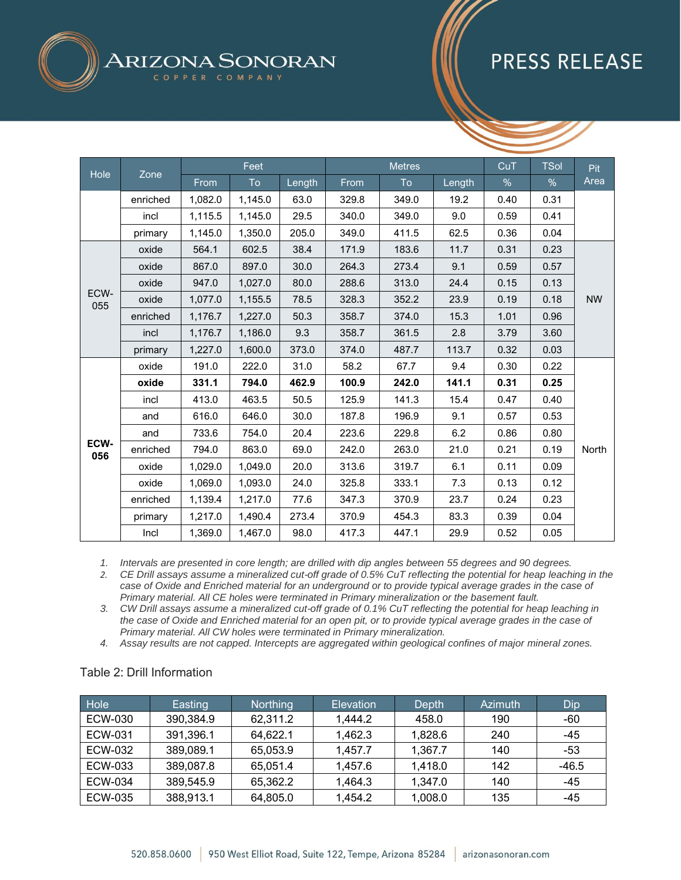| Hole | Zone | Feet | | | Metres | | | CuT | TSol | Pit Area |
|---|---|---|---|---|---|---|---|---|---|---|
| | | From | To | Length | From | To | Length | % | % | |
| | enriched | 1,082.0 | 1,145.0 | 63.0 | 329.8 | 349.0 | 19.2 | 0.40 | 0.31 | |
| | incl | 1,115.5 | 1,145.0 | 29.5 | 340.0 | 349.0 | 9.0 | 0.59 | 0.41 | |
| | primary | 1,145.0 | 1,350.0 | 205.0 | 349.0 | 411.5 | 62.5 | 0.36 | 0.04 | |
| ECW-055 | oxide | 564.1 | 602.5 | 38.4 | 171.9 | 183.6 | 11.7 | 0.31 | 0.23 | NW |
| | oxide | 867.0 | 897.0 | 30.0 | 264.3 | 273.4 | 9.1 | 0.59 | 0.57 | |
| | oxide | 947.0 | 1,027.0 | 80.0 | 288.6 | 313.0 | 24.4 | 0.15 | 0.13 | |
| | oxide | 1,077.0 | 1,155.5 | 78.5 | 328.3 | 352.2 | 23.9 | 0.19 | 0.18 | |
| | enriched | 1,176.7 | 1,227.0 | 50.3 | 358.7 | 374.0 | 15.3 | 1.01 | 0.96 | |
| | incl | 1,176.7 | 1,186.0 | 9.3 | 358.7 | 361.5 | 2.8 | 3.79 | 3.60 | |
| | primary | 1,227.0 | 1,600.0 | 373.0 | 374.0 | 487.7 | 113.7 | 0.32 | 0.03 | |
| **ECW-056** | oxide | 191.0 | 222.0 | 31.0 | 58.2 | 67.7 | 9.4 | 0.30 | 0.22 | North |
| | **oxide** | **331.1** | **794.0** | **462.9** | **100.9** | **242.0** | **141.1** | **0.31** | **0.25** | |
| | incl | 413.0 | 463.5 | 50.5 | 125.9 | 141.3 | 15.4 | 0.47 | 0.40 | |
| | and | 616.0 | 646.0 | 30.0 | 187.8 | 196.9 | 9.1 | 0.57 | 0.53 | |
| | and | 733.6 | 754.0 | 20.4 | 223.6 | 229.8 | 6.2 | 0.86 | 0.80 | |
| | enriched | 794.0 | 863.0 | 69.0 | 242.0 | 263.0 | 21.0 | 0.21 | 0.19 | |
| | oxide | 1,029.0 | 1,049.0 | 20.0 | 313.6 | 319.7 | 6.1 | 0.11 | 0.09 | |
| | oxide | 1,069.0 | 1,093.0 | 24.0 | 325.8 | 333.1 | 7.3 | 0.13 | 0.12 | |
| | enriched | 1,139.4 | 1,217.0 | 77.6 | 347.3 | 370.9 | 23.7 | 0.24 | 0.23 | |
| | primary | 1,217.0 | 1,490.4 | 273.4 | 370.9 | 454.3 | 83.3 | 0.39 | 0.04 | |
| | Incl | 1,369.0 | 1,467.0 | 98.0 | 417.3 | 447.1 | 29.9 | 0.52 | 0.05 | |

1. *Intervals are presented in core length; are drilled with dip angles between 55 degrees and 90 degrees.*
2. *CE Drill assays assume a mineralized cut-off grade of 0.5% CuT reflecting the potential for heap leaching in the case of Oxide and Enriched material for an underground or to provide typical average grades in the case of Primary material. All CE holes were terminated in Primary mineralization or the basement fault.*
3. *CW Drill assays assume a mineralized cut-off grade of 0.1% CuT reflecting the potential for heap leaching in the case of Oxide and Enriched material for an open pit, or to provide typical average grades in the case of Primary material. All CW holes were terminated in Primary mineralization.*
4. *Assay results are not capped. Intercepts are aggregated within geological confines of major mineral zones.*

Table 2: Drill Information

| Hole | Easting | Northing | Elevation | Depth | Azimuth | Dip |
|---|---|---|---|---|---|---|
| ECW-030 | 390,384.9 | 62,311.2 | 1,444.2 | 458.0 | 190 | -60 |
| ECW-031 | 391,396.1 | 64,622.1 | 1,462.3 | 1,828.6 | 240 | -45 |
| ECW-032 | 389,089.1 | 65,053.9 | 1,457.7 | 1,367.7 | 140 | -53 |
| ECW-033 | 389,087.8 | 65,051.4 | 1,457.6 | 1,418.0 | 142 | -46.5 |
| ECW-034 | 389,545.9 | 65,362.2 | 1,464.3 | 1,347.0 | 140 | -45 |
| ECW-035 | 388,913.1 | 64,805.0 | 1,454.2 | 1,008.0 | 135 | -45 |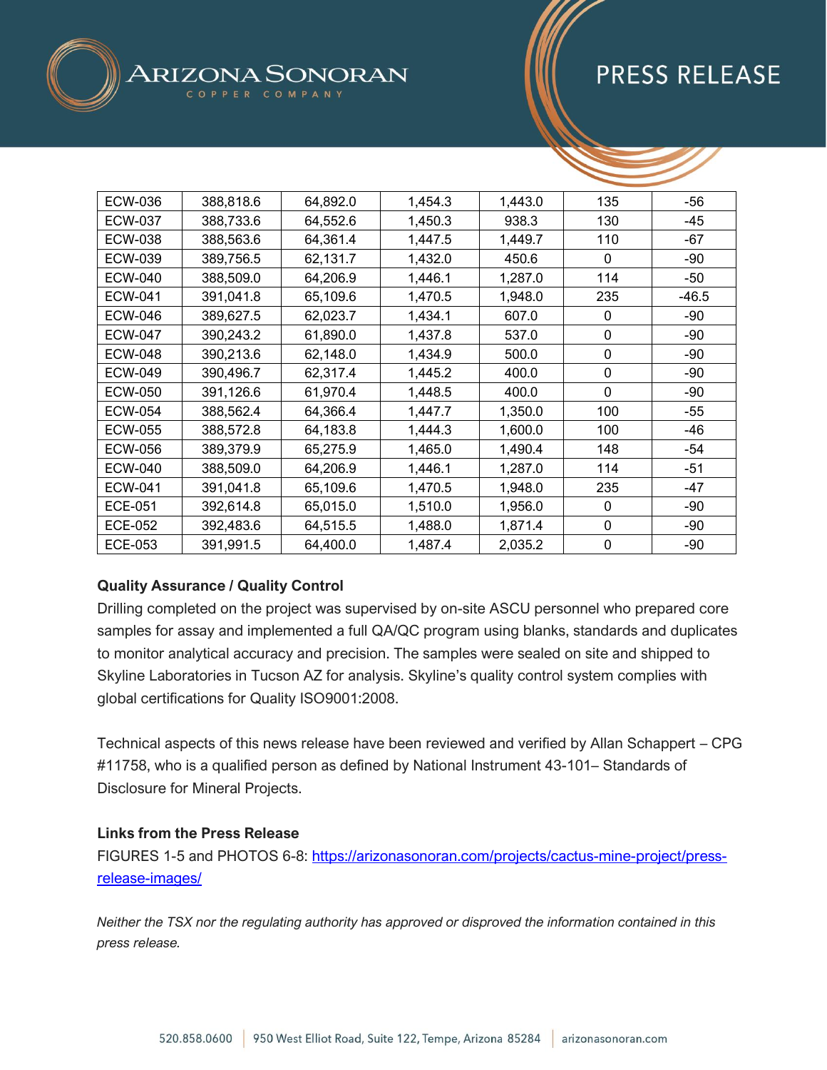| ECW-036 | 388,818.6 | 64,892.0 | 1,454.3 | 1,443.0 | 135 | -56 |
|---|---|---|---|---|---|---|
| ECW-037 | 388,733.6 | 64,552.6 | 1,450.3 | 938.3 | 130 | -45 |
| ECW-038 | 388,563.6 | 64,361.4 | 1,447.5 | 1,449.7 | 110 | -67 |
| ECW-039 | 389,756.5 | 62,131.7 | 1,432.0 | 450.6 | 0 | -90 |
| ECW-040 | 388,509.0 | 64,206.9 | 1,446.1 | 1,287.0 | 114 | -50 |
| ECW-041 | 391,041.8 | 65,109.6 | 1,470.5 | 1,948.0 | 235 | -46.5 |
| ECW-046 | 389,627.5 | 62,023.7 | 1,434.1 | 607.0 | 0 | -90 |
| ECW-047 | 390,243.2 | 61,890.0 | 1,437.8 | 537.0 | 0 | -90 |
| ECW-048 | 390,213.6 | 62,148.0 | 1,434.9 | 500.0 | 0 | -90 |
| ECW-049 | 390,496.7 | 62,317.4 | 1,445.2 | 400.0 | 0 | -90 |
| ECW-050 | 391,126.6 | 61,970.4 | 1,448.5 | 400.0 | 0 | -90 |
| ECW-054 | 388,562.4 | 64,366.4 | 1,447.7 | 1,350.0 | 100 | -55 |
| ECW-055 | 388,572.8 | 64,183.8 | 1,444.3 | 1,600.0 | 100 | -46 |
| ECW-056 | 389,379.9 | 65,275.9 | 1,465.0 | 1,490.4 | 148 | -54 |
| ECW-040 | 388,509.0 | 64,206.9 | 1,446.1 | 1,287.0 | 114 | -51 |
| ECW-041 | 391,041.8 | 65,109.6 | 1,470.5 | 1,948.0 | 235 | -47 |
| ECE-051 | 392,614.8 | 65,015.0 | 1,510.0 | 1,956.0 | 0 | -90 |
| ECE-052 | 392,483.6 | 64,515.5 | 1,488.0 | 1,871.4 | 0 | -90 |
| ECE-053 | 391,991.5 | 64,400.0 | 1,487.4 | 2,035.2 | 0 | -90 |

**Quality Assurance / Quality Control**

Drilling completed on the project was supervised by on-site ASCU personnel who prepared core samples for assay and implemented a full QA/QC program using blanks, standards and duplicates to monitor analytical accuracy and precision. The samples were sealed on site and shipped to Skyline Laboratories in Tucson AZ for analysis. Skyline's quality control system complies with global certifications for Quality ISO9001:2008.

Technical aspects of this news release have been reviewed and verified by Allan Schappert – CPG #11758, who is a qualified person as defined by National Instrument 43-101– Standards of Disclosure for Mineral Projects.

**Links from the Press Release**

FIGURES 1-5 and PHOTOS 6-8: https://arizonasonoran.com/projects/cactus-mine-project/press-release-images/

*Neither the TSX nor the regulating authority has approved or disproved the information contained in this press release.*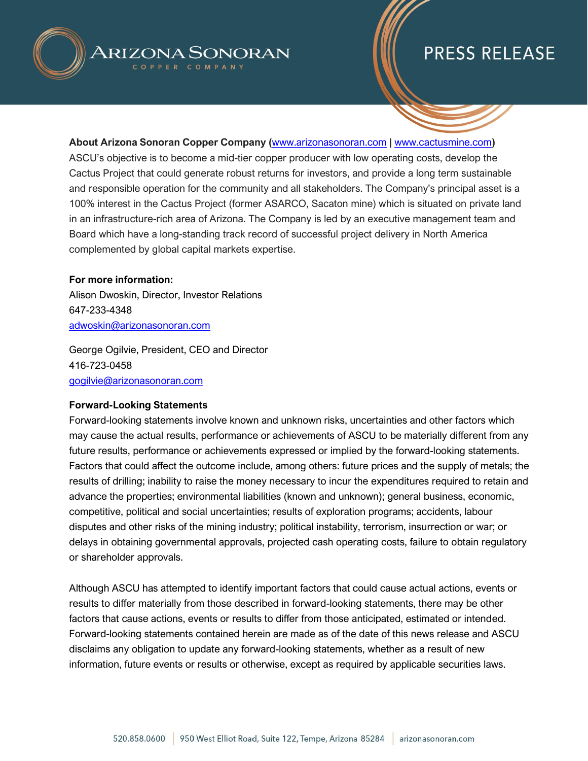**About Arizona Sonoran Copper Company (www.arizonasonoran.com | www.cactusmine.com)**
ASCU's objective is to become a mid-tier copper producer with low operating costs, develop the Cactus Project that could generate robust returns for investors, and provide a long term sustainable and responsible operation for the community and all stakeholders. The Company's principal asset is a 100% interest in the Cactus Project (former ASARCO, Sacaton mine) which is situated on private land in an infrastructure-rich area of Arizona. The Company is led by an executive management team and Board which have a long-standing track record of successful project delivery in North America complemented by global capital markets expertise.

**For more information:**
Alison Dwoskin, Director, Investor Relations
647-233-4348
adwoskin@arizonasonoran.com

George Ogilvie, President, CEO and Director
416-723-0458
gogilvie@arizonasonoran.com

**Forward-Looking Statements**
Forward-looking statements involve known and unknown risks, uncertainties and other factors which may cause the actual results, performance or achievements of ASCU to be materially different from any future results, performance or achievements expressed or implied by the forward-looking statements. Factors that could affect the outcome include, among others: future prices and the supply of metals; the results of drilling; inability to raise the money necessary to incur the expenditures required to retain and advance the properties; environmental liabilities (known and unknown); general business, economic, competitive, political and social uncertainties; results of exploration programs; accidents, labour disputes and other risks of the mining industry; political instability, terrorism, insurrection or war; or delays in obtaining governmental approvals, projected cash operating costs, failure to obtain regulatory or shareholder approvals.

Although ASCU has attempted to identify important factors that could cause actual actions, events or results to differ materially from those described in forward-looking statements, there may be other factors that cause actions, events or results to differ from those anticipated, estimated or intended. Forward-looking statements contained herein are made as of the date of this news release and ASCU disclaims any obligation to update any forward-looking statements, whether as a result of new information, future events or results or otherwise, except as required by applicable securities laws.